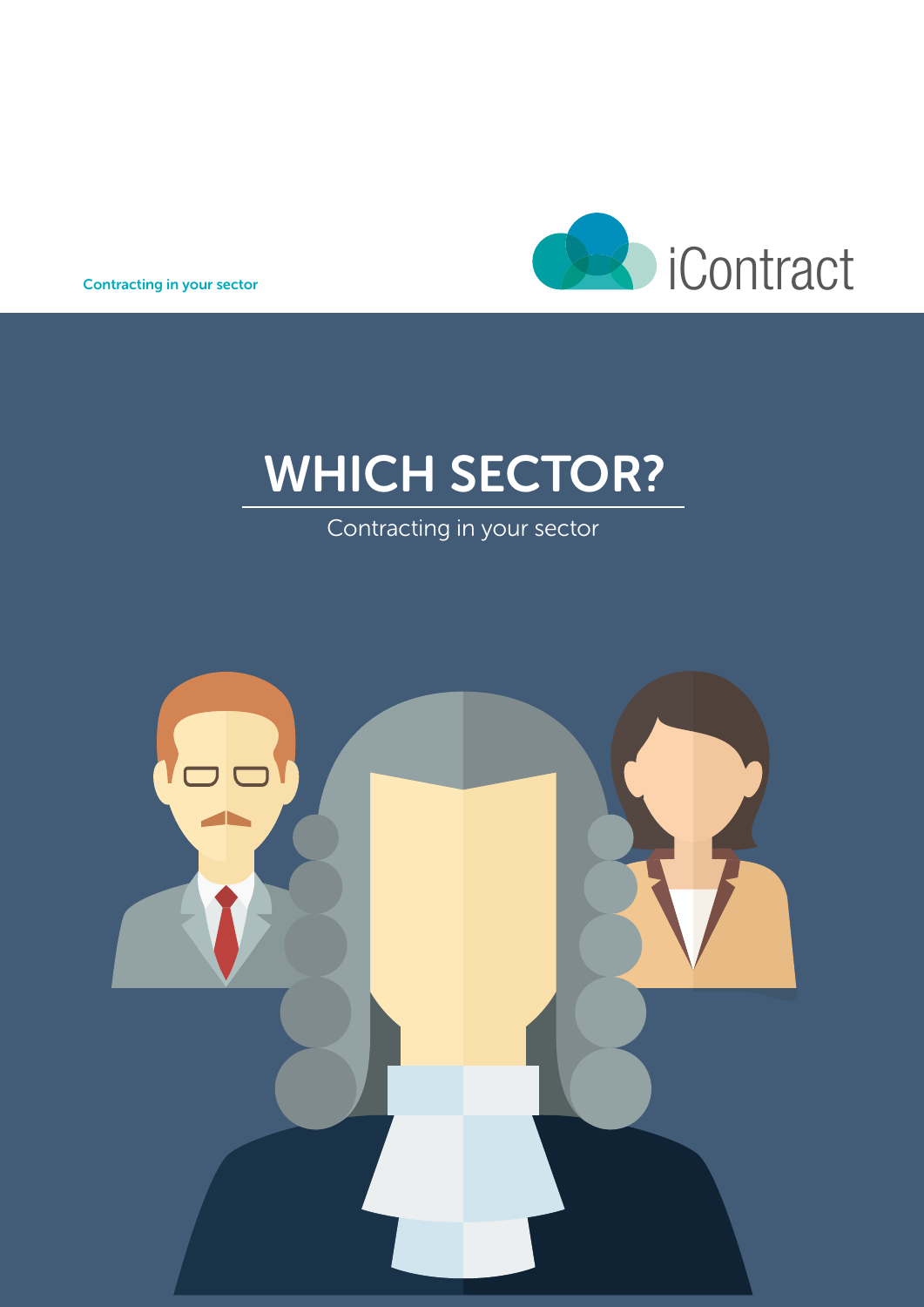Contracting in your sector

iContract

# WHICH SECTOR?

Contracting in your sector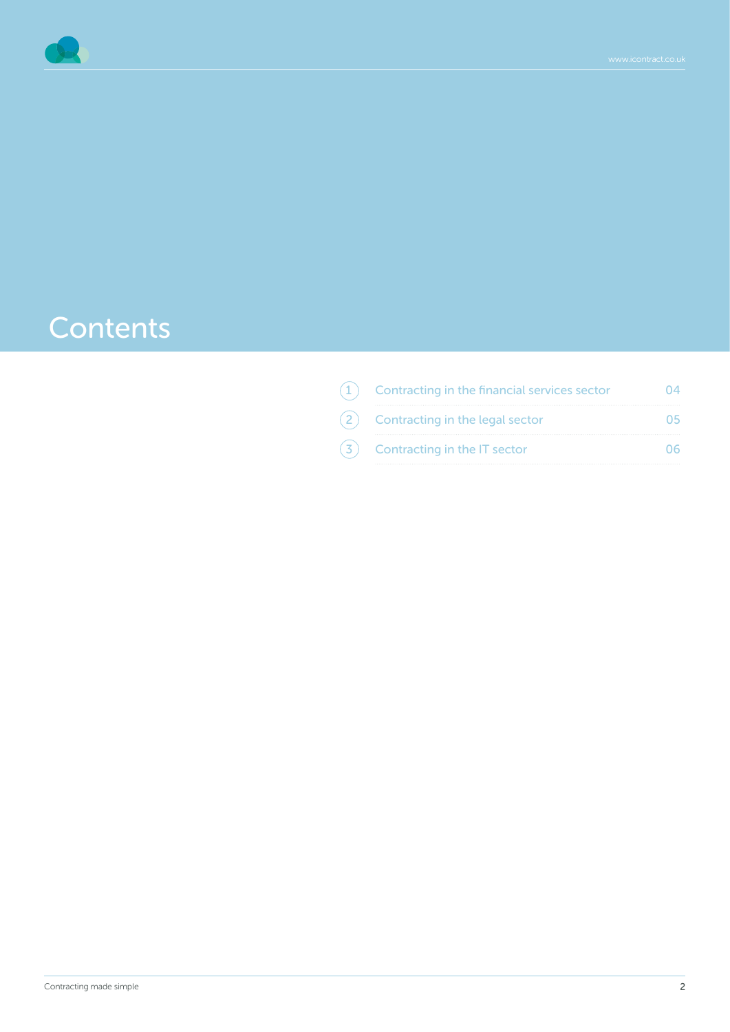# Contents

1. Contracting in the financial services sector — 04
2. Contracting in the legal sector — 05
3. Contracting in the IT sector — 06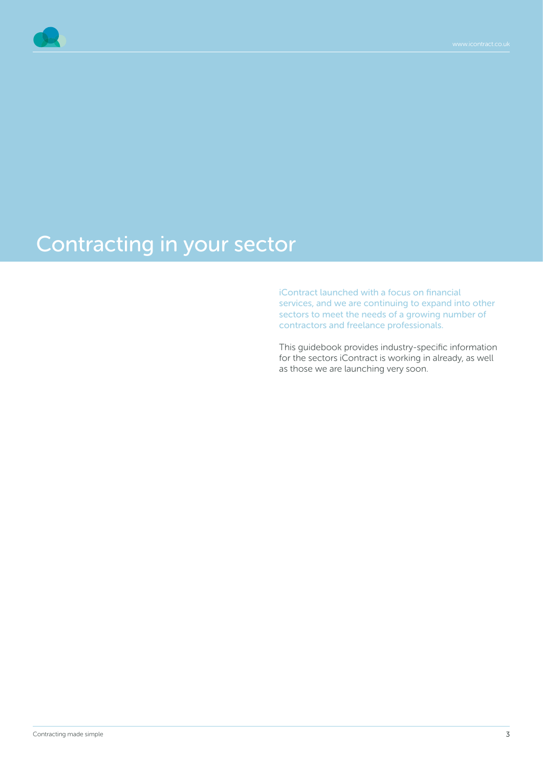# Contracting in your sector

iContract launched with a focus on financial services, and we are continuing to expand into other sectors to meet the needs of a growing number of contractors and freelance professionals.

This guidebook provides industry-specific information for the sectors iContract is working in already, as well as those we are launching very soon.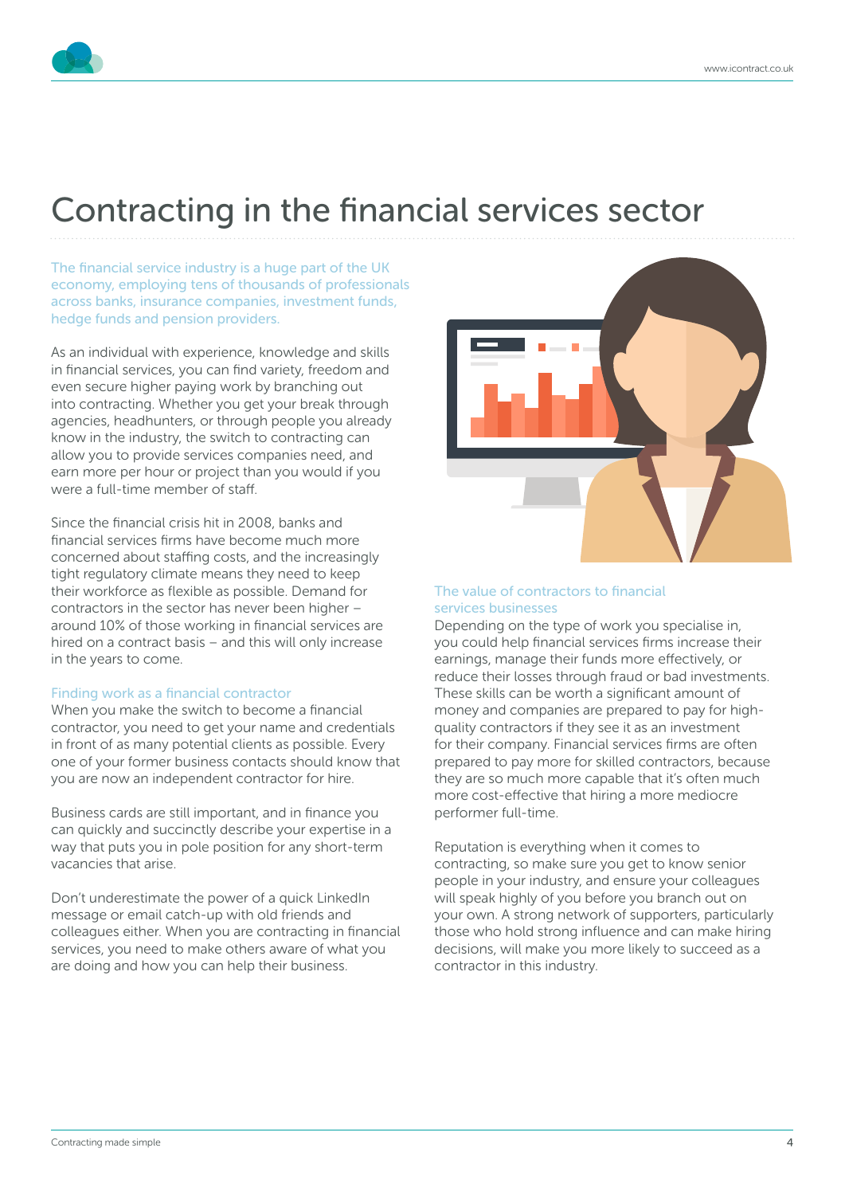# Contracting in the financial services sector

The financial service industry is a huge part of the UK economy, employing tens of thousands of professionals across banks, insurance companies, investment funds, hedge funds and pension providers.

As an individual with experience, knowledge and skills in financial services, you can find variety, freedom and even secure higher paying work by branching out into contracting. Whether you get your break through agencies, headhunters, or through people you already know in the industry, the switch to contracting can allow you to provide services companies need, and earn more per hour or project than you would if you were a full-time member of staff.

Since the financial crisis hit in 2008, banks and financial services firms have become much more concerned about staffing costs, and the increasingly tight regulatory climate means they need to keep their workforce as flexible as possible. Demand for contractors in the sector has never been higher – around 10% of those working in financial services are hired on a contract basis – and this will only increase in the years to come.

## Finding work as a financial contractor

When you make the switch to become a financial contractor, you need to get your name and credentials in front of as many potential clients as possible. Every one of your former business contacts should know that you are now an independent contractor for hire.

Business cards are still important, and in finance you can quickly and succinctly describe your expertise in a way that puts you in pole position for any short-term vacancies that arise.

Don't underestimate the power of a quick LinkedIn message or email catch-up with old friends and colleagues either. When you are contracting in financial services, you need to make others aware of what you are doing and how you can help their business.

## The value of contractors to financial services businesses

Depending on the type of work you specialise in, you could help financial services firms increase their earnings, manage their funds more effectively, or reduce their losses through fraud or bad investments. These skills can be worth a significant amount of money and companies are prepared to pay for high-quality contractors if they see it as an investment for their company. Financial services firms are often prepared to pay more for skilled contractors, because they are so much more capable that it's often much more cost-effective that hiring a more mediocre performer full-time.

Reputation is everything when it comes to contracting, so make sure you get to know senior people in your industry, and ensure your colleagues will speak highly of you before you branch out on your own. A strong network of supporters, particularly those who hold strong influence and can make hiring decisions, will make you more likely to succeed as a contractor in this industry.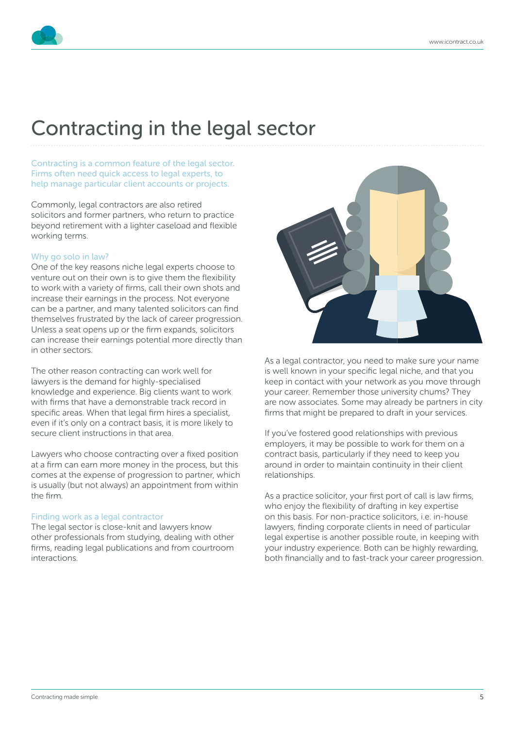# Contracting in the legal sector

Contracting is a common feature of the legal sector. Firms often need quick access to legal experts, to help manage particular client accounts or projects.

Commonly, legal contractors are also retired solicitors and former partners, who return to practice beyond retirement with a lighter caseload and flexible working terms.

### Why go solo in law?

One of the key reasons niche legal experts choose to venture out on their own is to give them the flexibility to work with a variety of firms, call their own shots and increase their earnings in the process. Not everyone can be a partner, and many talented solicitors can find themselves frustrated by the lack of career progression. Unless a seat opens up or the firm expands, solicitors can increase their earnings potential more directly than in other sectors.

The other reason contracting can work well for lawyers is the demand for highly-specialised knowledge and experience. Big clients want to work with firms that have a demonstrable track record in specific areas. When that legal firm hires a specialist, even if it's only on a contract basis, it is more likely to secure client instructions in that area.

Lawyers who choose contracting over a fixed position at a firm can earn more money in the process, but this comes at the expense of progression to partner, which is usually (but not always) an appointment from within the firm.

### Finding work as a legal contractor

The legal sector is close-knit and lawyers know other professionals from studying, dealing with other firms, reading legal publications and from courtroom interactions.

As a legal contractor, you need to make sure your name is well known in your specific legal niche, and that you keep in contact with your network as you move through your career. Remember those university chums? They are now associates. Some may already be partners in city firms that might be prepared to draft in your services.

If you've fostered good relationships with previous employers, it may be possible to work for them on a contract basis, particularly if they need to keep you around in order to maintain continuity in their client relationships.

As a practice solicitor, your first port of call is law firms, who enjoy the flexibility of drafting in key expertise on this basis. For non-practice solicitors, i.e. in-house lawyers, finding corporate clients in need of particular legal expertise is another possible route, in keeping with your industry experience. Both can be highly rewarding, both financially and to fast-track your career progression.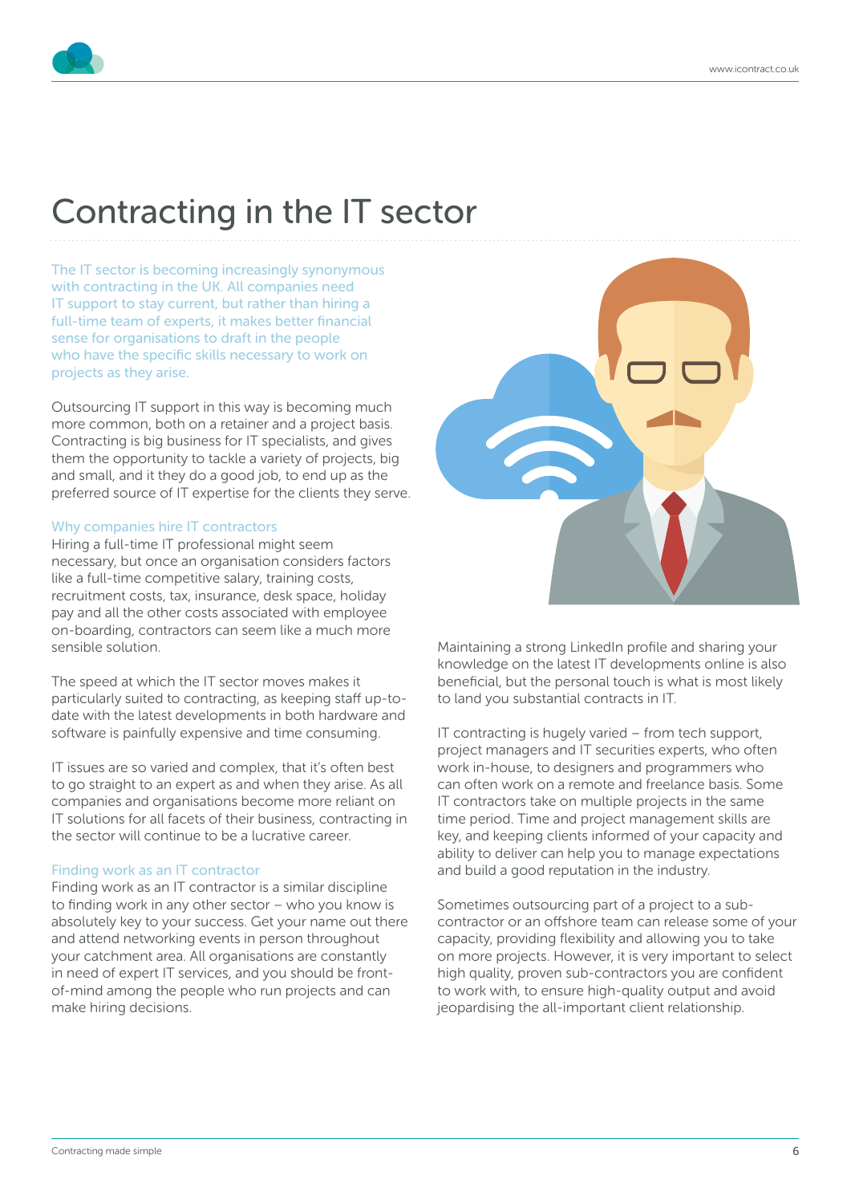# Contracting in the IT sector

The IT sector is becoming increasingly synonymous with contracting in the UK. All companies need IT support to stay current, but rather than hiring a full-time team of experts, it makes better financial sense for organisations to draft in the people who have the specific skills necessary to work on projects as they arise.

Outsourcing IT support in this way is becoming much more common, both on a retainer and a project basis. Contracting is big business for IT specialists, and gives them the opportunity to tackle a variety of projects, big and small, and it they do a good job, to end up as the preferred source of IT expertise for the clients they serve.

## Why companies hire IT contractors

Hiring a full-time IT professional might seem necessary, but once an organisation considers factors like a full-time competitive salary, training costs, recruitment costs, tax, insurance, desk space, holiday pay and all the other costs associated with employee on-boarding, contractors can seem like a much more sensible solution.

The speed at which the IT sector moves makes it particularly suited to contracting, as keeping staff up-to-date with the latest developments in both hardware and software is painfully expensive and time consuming.

IT issues are so varied and complex, that it's often best to go straight to an expert as and when they arise. As all companies and organisations become more reliant on IT solutions for all facets of their business, contracting in the sector will continue to be a lucrative career.

## Finding work as an IT contractor

Finding work as an IT contractor is a similar discipline to finding work in any other sector – who you know is absolutely key to your success. Get your name out there and attend networking events in person throughout your catchment area. All organisations are constantly in need of expert IT services, and you should be front-of-mind among the people who run projects and can make hiring decisions.

Maintaining a strong LinkedIn profile and sharing your knowledge on the latest IT developments online is also beneficial, but the personal touch is what is most likely to land you substantial contracts in IT.

IT contracting is hugely varied – from tech support, project managers and IT securities experts, who often work in-house, to designers and programmers who can often work on a remote and freelance basis. Some IT contractors take on multiple projects in the same time period. Time and project management skills are key, and keeping clients informed of your capacity and ability to deliver can help you to manage expectations and build a good reputation in the industry.

Sometimes outsourcing part of a project to a sub-contractor or an offshore team can release some of your capacity, providing flexibility and allowing you to take on more projects. However, it is very important to select high quality, proven sub-contractors you are confident to work with, to ensure high-quality output and avoid jeopardising the all-important client relationship.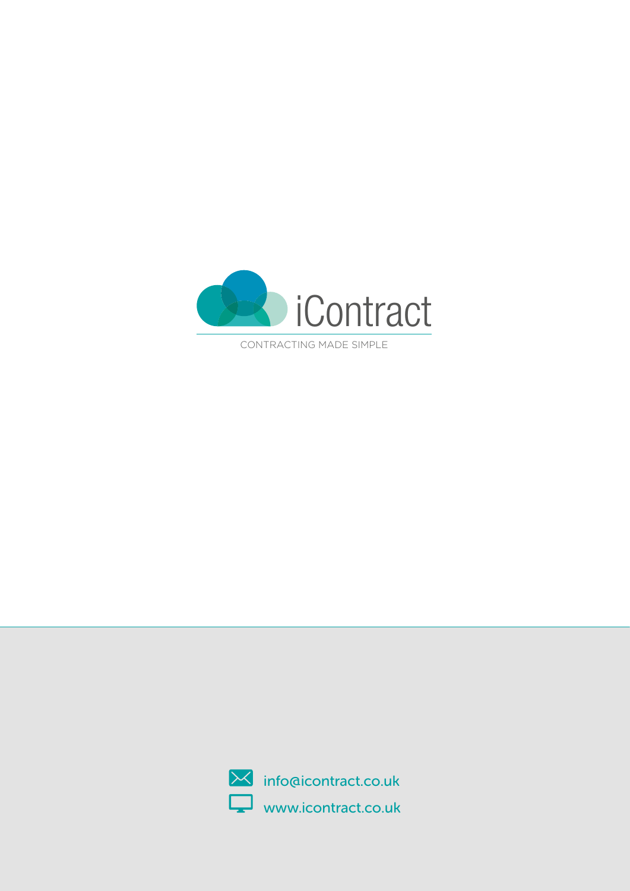iContract

CONTRACTING MADE SIMPLE

info@icontract.co.uk

www.icontract.co.uk